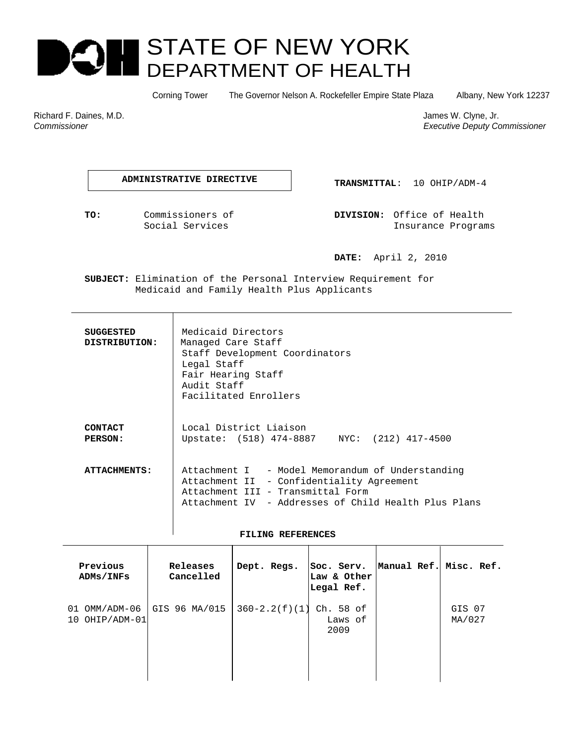# STATE OF NEW YORK DEPARTMENT OF HEALTH

Corning Tower The Governor Nelson A. Rockefeller Empire State Plaza Albany, New York 12237

Richard F. Daines, M.D.
*Commissioner*

James W. Clyne, Jr.
*Executive Deputy Commissioner*

**ADMINISTRATIVE DIRECTIVE**

**TRANSMITTAL**: 10 OHIP/ADM-4

**TO:** Commissioners of Social Services

**DIVISION:** Office of Health Insurance Programs

**DATE:** April 2, 2010

**SUBJECT:** Elimination of the Personal Interview Requirement for Medicaid and Family Health Plus Applicants

| | |
|---|---|
| **SUGGESTED DISTRIBUTION:** | Medicaid Directors<br>Managed Care Staff<br>Staff Development Coordinators<br>Legal Staff<br>Fair Hearing Staff<br>Audit Staff<br>Facilitated Enrollers |
| **CONTACT PERSON:** | Local District Liaison<br>Upstate: (518) 474-8887 NYC: (212) 417-4500 |
| **ATTACHMENTS:** | Attachment I - Model Memorandum of Understanding<br>Attachment II - Confidentiality Agreement<br>Attachment III - Transmittal Form<br>Attachment IV - Addresses of Child Health Plus Plans |

**FILING REFERENCES**

| Previous ADMs/INFs | Releases Cancelled | Dept. Regs. | Soc. Serv. Law & Other Legal Ref. | Manual Ref. | Misc. Ref. |
|---|---|---|---|---|---|
| 01 OMM/ADM-06<br>10 OHIP/ADM-01 | GIS 96 MA/015 | 360-2.2(f)(1) | Ch. 58 of Laws of 2009 | | GIS 07 MA/027 |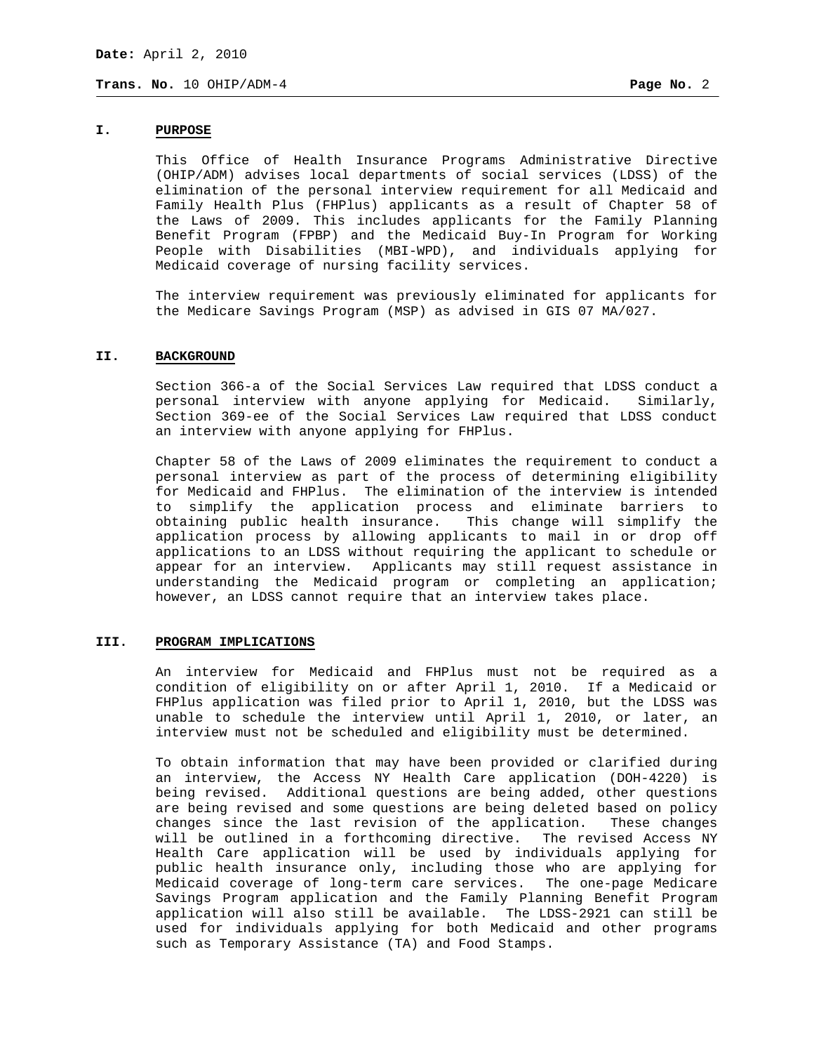## I. PURPOSE

This Office of Health Insurance Programs Administrative Directive (OHIP/ADM) advises local departments of social services (LDSS) of the elimination of the personal interview requirement for all Medicaid and Family Health Plus (FHPlus) applicants as a result of Chapter 58 of the Laws of 2009. This includes applicants for the Family Planning Benefit Program (FPBP) and the Medicaid Buy-In Program for Working People with Disabilities (MBI-WPD), and individuals applying for Medicaid coverage of nursing facility services.

The interview requirement was previously eliminated for applicants for the Medicare Savings Program (MSP) as advised in GIS 07 MA/027.

## II. BACKGROUND

Section 366-a of the Social Services Law required that LDSS conduct a personal interview with anyone applying for Medicaid. Similarly, Section 369-ee of the Social Services Law required that LDSS conduct an interview with anyone applying for FHPlus.

Chapter 58 of the Laws of 2009 eliminates the requirement to conduct a personal interview as part of the process of determining eligibility for Medicaid and FHPlus. The elimination of the interview is intended to simplify the application process and eliminate barriers to obtaining public health insurance. This change will simplify the application process by allowing applicants to mail in or drop off applications to an LDSS without requiring the applicant to schedule or appear for an interview. Applicants may still request assistance in understanding the Medicaid program or completing an application; however, an LDSS cannot require that an interview takes place.

## III. PROGRAM IMPLICATIONS

An interview for Medicaid and FHPlus must not be required as a condition of eligibility on or after April 1, 2010. If a Medicaid or FHPlus application was filed prior to April 1, 2010, but the LDSS was unable to schedule the interview until April 1, 2010, or later, an interview must not be scheduled and eligibility must be determined.

To obtain information that may have been provided or clarified during an interview, the Access NY Health Care application (DOH-4220) is being revised. Additional questions are being added, other questions are being revised and some questions are being deleted based on policy changes since the last revision of the application. These changes will be outlined in a forthcoming directive. The revised Access NY Health Care application will be used by individuals applying for public health insurance only, including those who are applying for Medicaid coverage of long-term care services. The one-page Medicare Savings Program application and the Family Planning Benefit Program application will also still be available. The LDSS-2921 can still be used for individuals applying for both Medicaid and other programs such as Temporary Assistance (TA) and Food Stamps.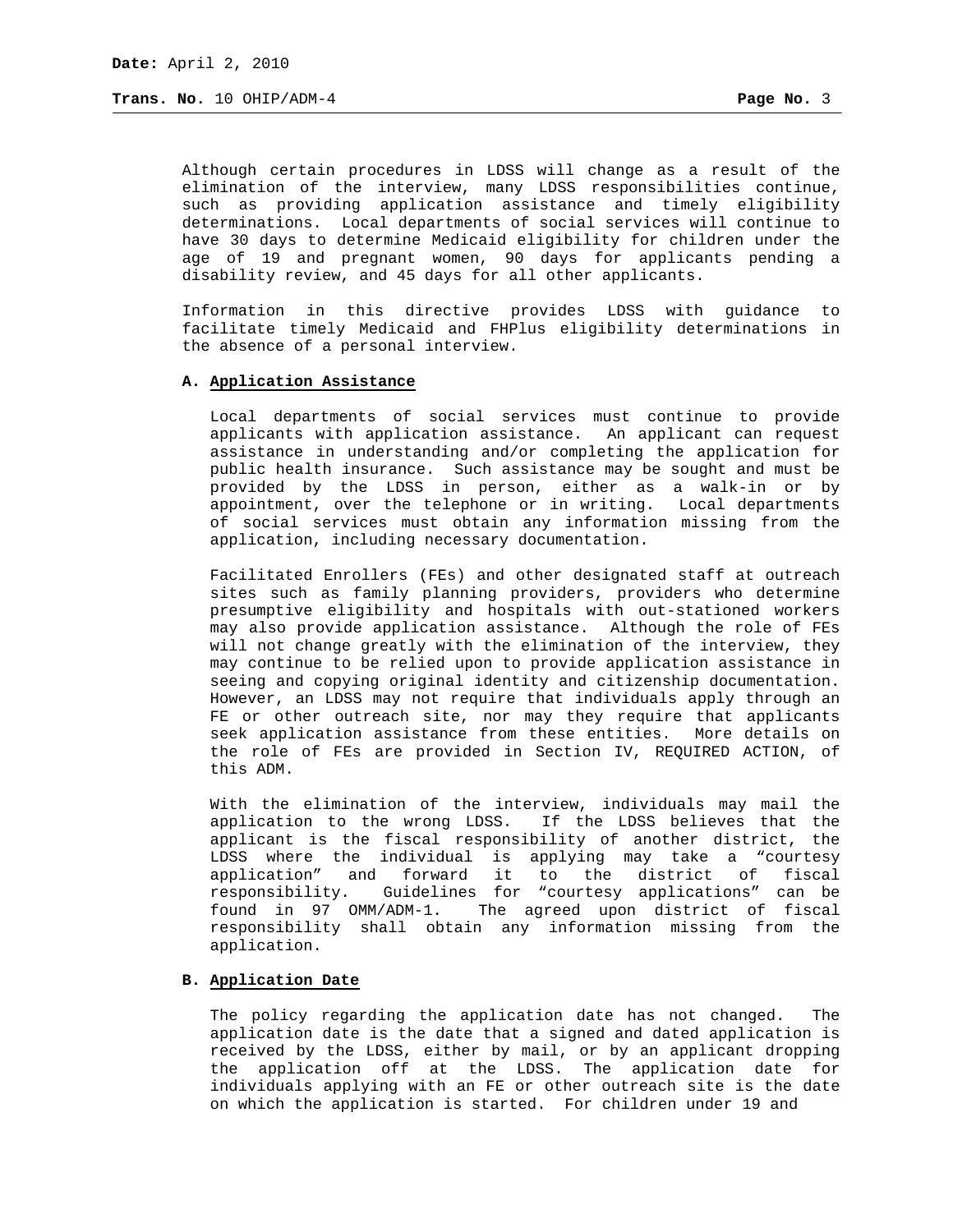Although certain procedures in LDSS will change as a result of the elimination of the interview, many LDSS responsibilities continue, such as providing application assistance and timely eligibility determinations. Local departments of social services will continue to have 30 days to determine Medicaid eligibility for children under the age of 19 and pregnant women, 90 days for applicants pending a disability review, and 45 days for all other applicants.

Information in this directive provides LDSS with guidance to facilitate timely Medicaid and FHPlus eligibility determinations in the absence of a personal interview.

**A. Application Assistance**

Local departments of social services must continue to provide applicants with application assistance. An applicant can request assistance in understanding and/or completing the application for public health insurance. Such assistance may be sought and must be provided by the LDSS in person, either as a walk-in or by appointment, over the telephone or in writing. Local departments of social services must obtain any information missing from the application, including necessary documentation.

Facilitated Enrollers (FEs) and other designated staff at outreach sites such as family planning providers, providers who determine presumptive eligibility and hospitals with out-stationed workers may also provide application assistance. Although the role of FEs will not change greatly with the elimination of the interview, they may continue to be relied upon to provide application assistance in seeing and copying original identity and citizenship documentation. However, an LDSS may not require that individuals apply through an FE or other outreach site, nor may they require that applicants seek application assistance from these entities. More details on the role of FEs are provided in Section IV, REQUIRED ACTION, of this ADM.

With the elimination of the interview, individuals may mail the application to the wrong LDSS. If the LDSS believes that the applicant is the fiscal responsibility of another district, the LDSS where the individual is applying may take a "courtesy application" and forward it to the district of fiscal responsibility. Guidelines for "courtesy applications" can be found in 97 OMM/ADM-1. The agreed upon district of fiscal responsibility shall obtain any information missing from the application.

**B. Application Date**

The policy regarding the application date has not changed. The application date is the date that a signed and dated application is received by the LDSS, either by mail, or by an applicant dropping the application off at the LDSS. The application date for individuals applying with an FE or other outreach site is the date on which the application is started. For children under 19 and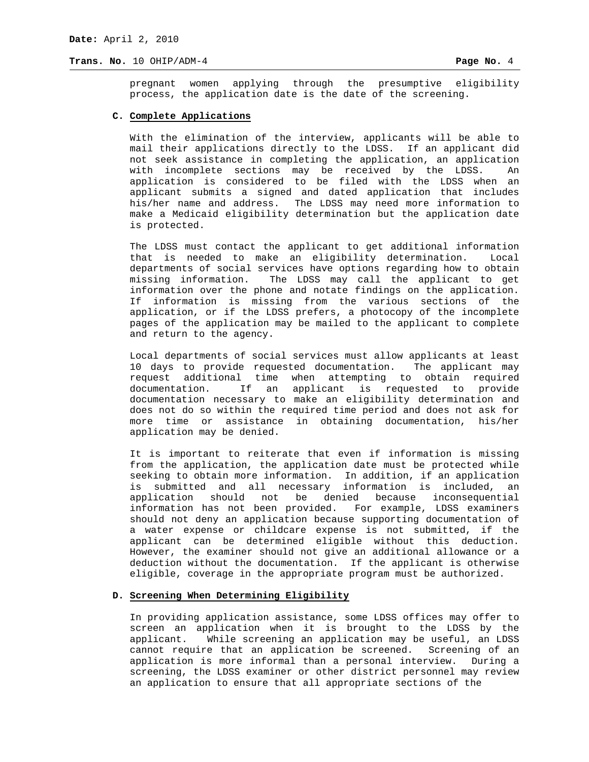pregnant women applying through the presumptive eligibility process, the application date is the date of the screening.

### C. Complete Applications

With the elimination of the interview, applicants will be able to mail their applications directly to the LDSS. If an applicant did not seek assistance in completing the application, an application with incomplete sections may be received by the LDSS. An application is considered to be filed with the LDSS when an applicant submits a signed and dated application that includes his/her name and address. The LDSS may need more information to make a Medicaid eligibility determination but the application date is protected.

The LDSS must contact the applicant to get additional information that is needed to make an eligibility determination. Local departments of social services have options regarding how to obtain missing information. The LDSS may call the applicant to get information over the phone and notate findings on the application. If information is missing from the various sections of the application, or if the LDSS prefers, a photocopy of the incomplete pages of the application may be mailed to the applicant to complete and return to the agency.

Local departments of social services must allow applicants at least 10 days to provide requested documentation. The applicant may request additional time when attempting to obtain required documentation. If an applicant is requested to provide documentation necessary to make an eligibility determination and does not do so within the required time period and does not ask for more time or assistance in obtaining documentation, his/her application may be denied.

It is important to reiterate that even if information is missing from the application, the application date must be protected while seeking to obtain more information. In addition, if an application is submitted and all necessary information is included, an application should not be denied because inconsequential information has not been provided. For example, LDSS examiners should not deny an application because supporting documentation of a water expense or childcare expense is not submitted, if the applicant can be determined eligible without this deduction. However, the examiner should not give an additional allowance or a deduction without the documentation. If the applicant is otherwise eligible, coverage in the appropriate program must be authorized.

### D. Screening When Determining Eligibility

In providing application assistance, some LDSS offices may offer to screen an application when it is brought to the LDSS by the applicant. While screening an application may be useful, an LDSS cannot require that an application be screened. Screening of an application is more informal than a personal interview. During a screening, the LDSS examiner or other district personnel may review an application to ensure that all appropriate sections of the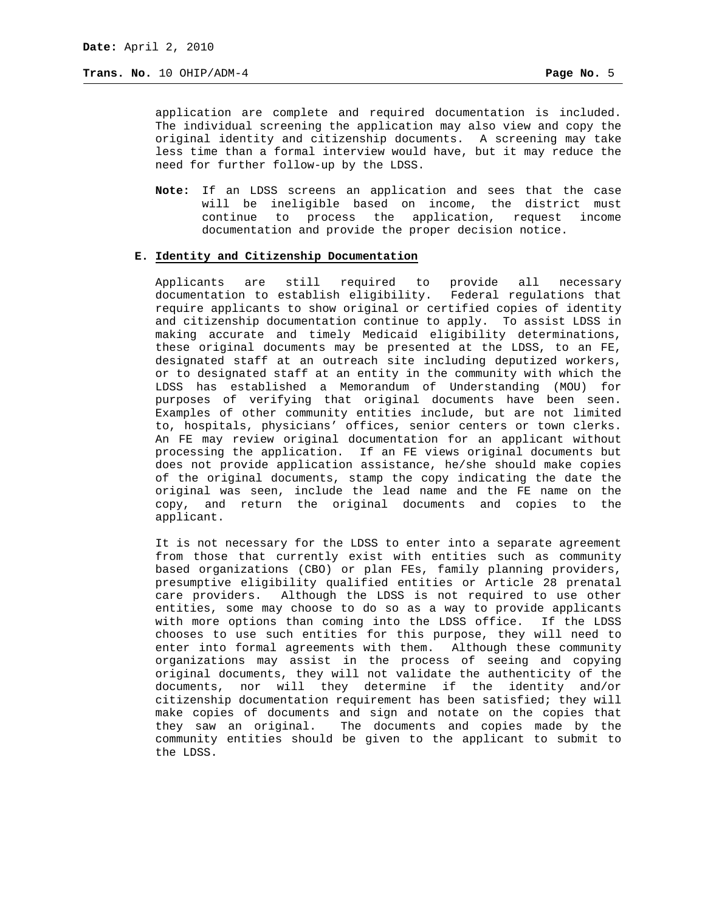application are complete and required documentation is included. The individual screening the application may also view and copy the original identity and citizenship documents. A screening may take less time than a formal interview would have, but it may reduce the need for further follow-up by the LDSS.

**Note:** If an LDSS screens an application and sees that the case will be ineligible based on income, the district must continue to process the application, request income documentation and provide the proper decision notice.

### E. Identity and Citizenship Documentation

Applicants are still required to provide all necessary documentation to establish eligibility. Federal regulations that require applicants to show original or certified copies of identity and citizenship documentation continue to apply. To assist LDSS in making accurate and timely Medicaid eligibility determinations, these original documents may be presented at the LDSS, to an FE, designated staff at an outreach site including deputized workers, or to designated staff at an entity in the community with which the LDSS has established a Memorandum of Understanding (MOU) for purposes of verifying that original documents have been seen. Examples of other community entities include, but are not limited to, hospitals, physicians' offices, senior centers or town clerks. An FE may review original documentation for an applicant without processing the application. If an FE views original documents but does not provide application assistance, he/she should make copies of the original documents, stamp the copy indicating the date the original was seen, include the lead name and the FE name on the copy, and return the original documents and copies to the applicant.

It is not necessary for the LDSS to enter into a separate agreement from those that currently exist with entities such as community based organizations (CBO) or plan FEs, family planning providers, presumptive eligibility qualified entities or Article 28 prenatal care providers. Although the LDSS is not required to use other entities, some may choose to do so as a way to provide applicants with more options than coming into the LDSS office. If the LDSS chooses to use such entities for this purpose, they will need to enter into formal agreements with them. Although these community organizations may assist in the process of seeing and copying original documents, they will not validate the authenticity of the documents, nor will they determine if the identity and/or citizenship documentation requirement has been satisfied; they will make copies of documents and sign and notate on the copies that they saw an original. The documents and copies made by the community entities should be given to the applicant to submit to the LDSS.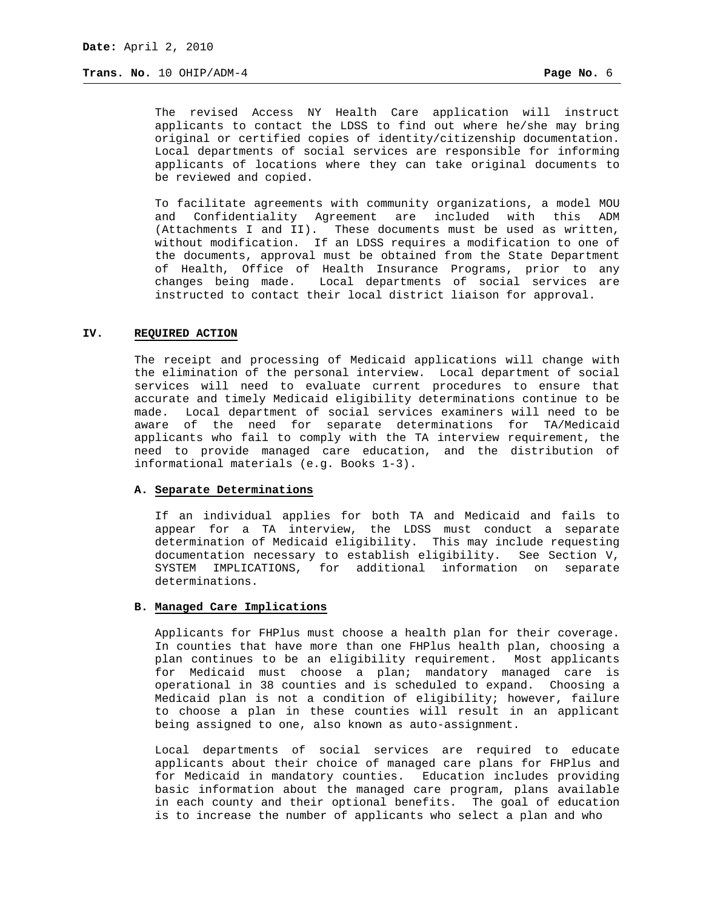The revised Access NY Health Care application will instruct applicants to contact the LDSS to find out where he/she may bring original or certified copies of identity/citizenship documentation. Local departments of social services are responsible for informing applicants of locations where they can take original documents to be reviewed and copied.

To facilitate agreements with community organizations, a model MOU and Confidentiality Agreement are included with this ADM (Attachments I and II). These documents must be used as written, without modification. If an LDSS requires a modification to one of the documents, approval must be obtained from the State Department of Health, Office of Health Insurance Programs, prior to any changes being made. Local departments of social services are instructed to contact their local district liaison for approval.

## IV. REQUIRED ACTION

The receipt and processing of Medicaid applications will change with the elimination of the personal interview. Local department of social services will need to evaluate current procedures to ensure that accurate and timely Medicaid eligibility determinations continue to be made. Local department of social services examiners will need to be aware of the need for separate determinations for TA/Medicaid applicants who fail to comply with the TA interview requirement, the need to provide managed care education, and the distribution of informational materials (e.g. Books 1-3).

### A. Separate Determinations

If an individual applies for both TA and Medicaid and fails to appear for a TA interview, the LDSS must conduct a separate determination of Medicaid eligibility. This may include requesting documentation necessary to establish eligibility. See Section V, SYSTEM IMPLICATIONS, for additional information on separate determinations.

### B. Managed Care Implications

Applicants for FHPlus must choose a health plan for their coverage. In counties that have more than one FHPlus health plan, choosing a plan continues to be an eligibility requirement. Most applicants for Medicaid must choose a plan; mandatory managed care is operational in 38 counties and is scheduled to expand. Choosing a Medicaid plan is not a condition of eligibility; however, failure to choose a plan in these counties will result in an applicant being assigned to one, also known as auto-assignment.

Local departments of social services are required to educate applicants about their choice of managed care plans for FHPlus and for Medicaid in mandatory counties. Education includes providing basic information about the managed care program, plans available in each county and their optional benefits. The goal of education is to increase the number of applicants who select a plan and who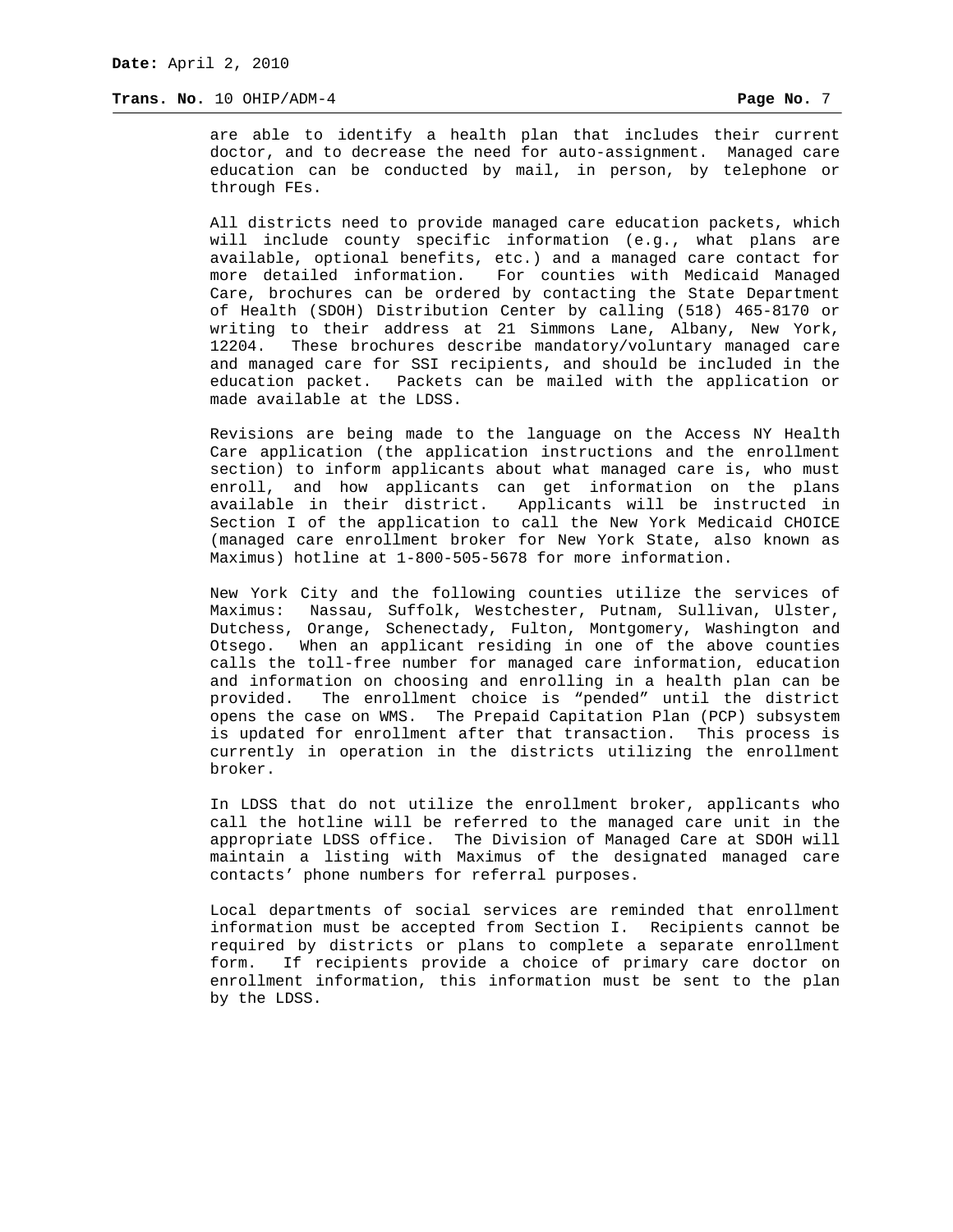are able to identify a health plan that includes their current doctor, and to decrease the need for auto-assignment. Managed care education can be conducted by mail, in person, by telephone or through FEs.

All districts need to provide managed care education packets, which will include county specific information (e.g., what plans are available, optional benefits, etc.) and a managed care contact for more detailed information. For counties with Medicaid Managed Care, brochures can be ordered by contacting the State Department of Health (SDOH) Distribution Center by calling (518) 465-8170 or writing to their address at 21 Simmons Lane, Albany, New York, 12204. These brochures describe mandatory/voluntary managed care and managed care for SSI recipients, and should be included in the education packet. Packets can be mailed with the application or made available at the LDSS.

Revisions are being made to the language on the Access NY Health Care application (the application instructions and the enrollment section) to inform applicants about what managed care is, who must enroll, and how applicants can get information on the plans available in their district. Applicants will be instructed in Section I of the application to call the New York Medicaid CHOICE (managed care enrollment broker for New York State, also known as Maximus) hotline at 1-800-505-5678 for more information.

New York City and the following counties utilize the services of Maximus: Nassau, Suffolk, Westchester, Putnam, Sullivan, Ulster, Dutchess, Orange, Schenectady, Fulton, Montgomery, Washington and Otsego. When an applicant residing in one of the above counties calls the toll-free number for managed care information, education and information on choosing and enrolling in a health plan can be provided. The enrollment choice is "pended" until the district opens the case on WMS. The Prepaid Capitation Plan (PCP) subsystem is updated for enrollment after that transaction. This process is currently in operation in the districts utilizing the enrollment broker.

In LDSS that do not utilize the enrollment broker, applicants who call the hotline will be referred to the managed care unit in the appropriate LDSS office. The Division of Managed Care at SDOH will maintain a listing with Maximus of the designated managed care contacts' phone numbers for referral purposes.

Local departments of social services are reminded that enrollment information must be accepted from Section I. Recipients cannot be required by districts or plans to complete a separate enrollment form. If recipients provide a choice of primary care doctor on enrollment information, this information must be sent to the plan by the LDSS.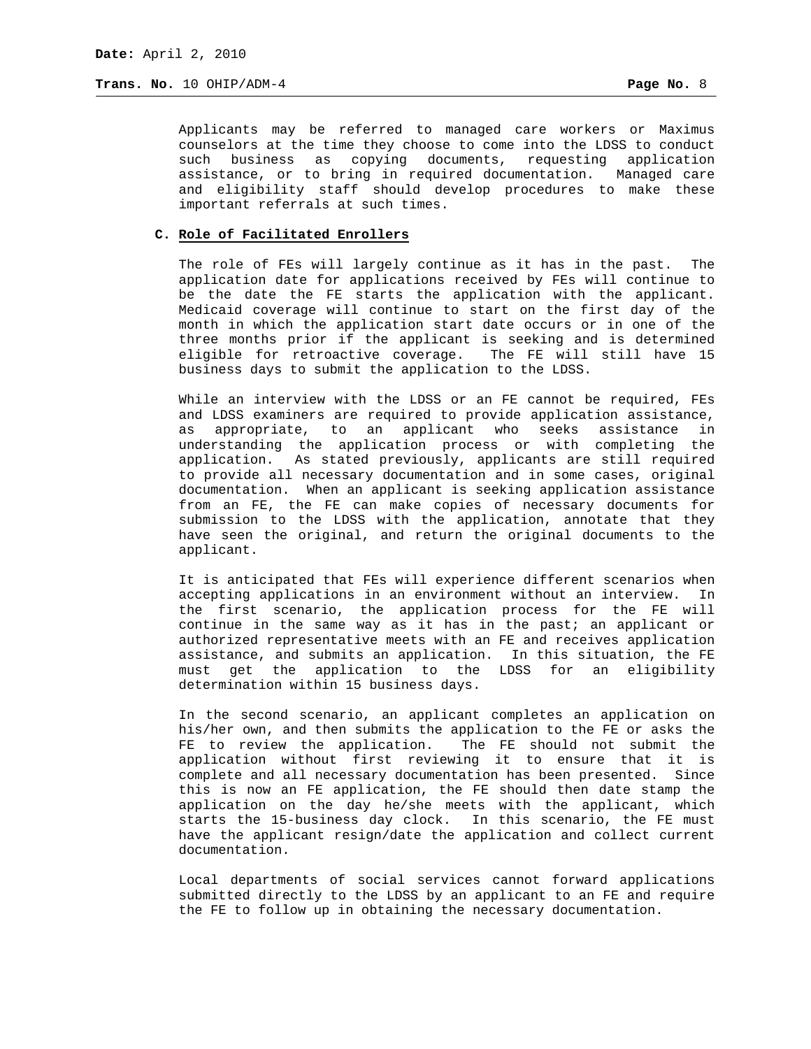Applicants may be referred to managed care workers or Maximus counselors at the time they choose to come into the LDSS to conduct such business as copying documents, requesting application assistance, or to bring in required documentation. Managed care and eligibility staff should develop procedures to make these important referrals at such times.

### C. Role of Facilitated Enrollers

The role of FEs will largely continue as it has in the past. The application date for applications received by FEs will continue to be the date the FE starts the application with the applicant. Medicaid coverage will continue to start on the first day of the month in which the application start date occurs or in one of the three months prior if the applicant is seeking and is determined eligible for retroactive coverage. The FE will still have 15 business days to submit the application to the LDSS.

While an interview with the LDSS or an FE cannot be required, FEs and LDSS examiners are required to provide application assistance, as appropriate, to an applicant who seeks assistance in understanding the application process or with completing the application. As stated previously, applicants are still required to provide all necessary documentation and in some cases, original documentation. When an applicant is seeking application assistance from an FE, the FE can make copies of necessary documents for submission to the LDSS with the application, annotate that they have seen the original, and return the original documents to the applicant.

It is anticipated that FEs will experience different scenarios when accepting applications in an environment without an interview. In the first scenario, the application process for the FE will continue in the same way as it has in the past; an applicant or authorized representative meets with an FE and receives application assistance, and submits an application. In this situation, the FE must get the application to the LDSS for an eligibility determination within 15 business days.

In the second scenario, an applicant completes an application on his/her own, and then submits the application to the FE or asks the FE to review the application. The FE should not submit the application without first reviewing it to ensure that it is complete and all necessary documentation has been presented. Since this is now an FE application, the FE should then date stamp the application on the day he/she meets with the applicant, which starts the 15-business day clock. In this scenario, the FE must have the applicant resign/date the application and collect current documentation.

Local departments of social services cannot forward applications submitted directly to the LDSS by an applicant to an FE and require the FE to follow up in obtaining the necessary documentation.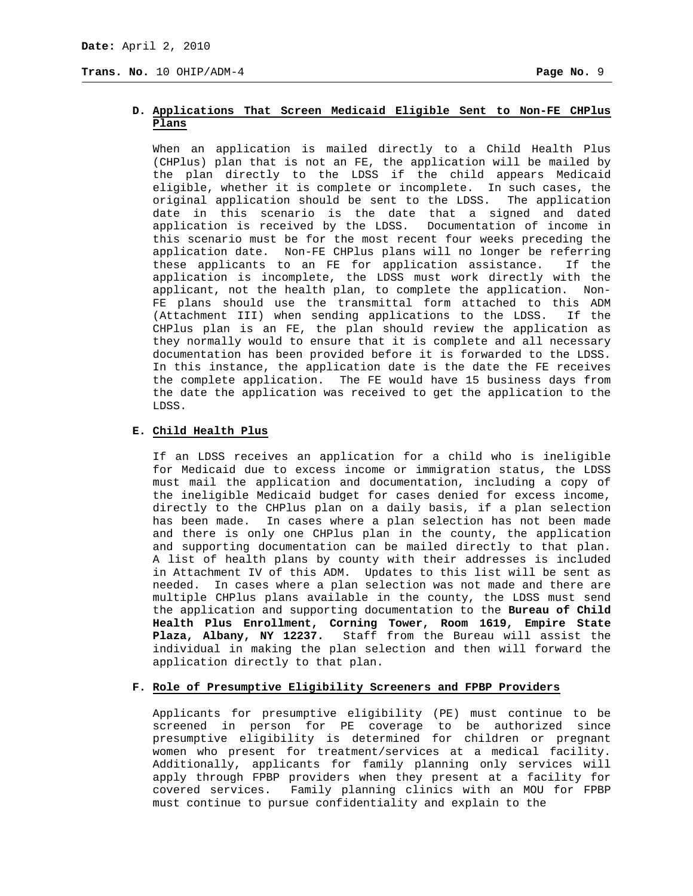### D. Applications That Screen Medicaid Eligible Sent to Non-FE CHPlus Plans

When an application is mailed directly to a Child Health Plus (CHPlus) plan that is not an FE, the application will be mailed by the plan directly to the LDSS if the child appears Medicaid eligible, whether it is complete or incomplete. In such cases, the original application should be sent to the LDSS. The application date in this scenario is the date that a signed and dated application is received by the LDSS. Documentation of income in this scenario must be for the most recent four weeks preceding the application date. Non-FE CHPlus plans will no longer be referring these applicants to an FE for application assistance. If the application is incomplete, the LDSS must work directly with the applicant, not the health plan, to complete the application. Non-FE plans should use the transmittal form attached to this ADM (Attachment III) when sending applications to the LDSS. If the CHPlus plan is an FE, the plan should review the application as they normally would to ensure that it is complete and all necessary documentation has been provided before it is forwarded to the LDSS. In this instance, the application date is the date the FE receives the complete application. The FE would have 15 business days from the date the application was received to get the application to the LDSS.

### E. Child Health Plus

If an LDSS receives an application for a child who is ineligible for Medicaid due to excess income or immigration status, the LDSS must mail the application and documentation, including a copy of the ineligible Medicaid budget for cases denied for excess income, directly to the CHPlus plan on a daily basis, if a plan selection has been made. In cases where a plan selection has not been made and there is only one CHPlus plan in the county, the application and supporting documentation can be mailed directly to that plan. A list of health plans by county with their addresses is included in Attachment IV of this ADM. Updates to this list will be sent as needed. In cases where a plan selection was not made and there are multiple CHPlus plans available in the county, the LDSS must send the application and supporting documentation to the **Bureau of Child Health Plus Enrollment, Corning Tower, Room 1619, Empire State Plaza, Albany, NY 12237.** Staff from the Bureau will assist the individual in making the plan selection and then will forward the application directly to that plan.

### F. Role of Presumptive Eligibility Screeners and FPBP Providers

Applicants for presumptive eligibility (PE) must continue to be screened in person for PE coverage to be authorized since presumptive eligibility is determined for children or pregnant women who present for treatment/services at a medical facility. Additionally, applicants for family planning only services will apply through FPBP providers when they present at a facility for covered services. Family planning clinics with an MOU for FPBP must continue to pursue confidentiality and explain to the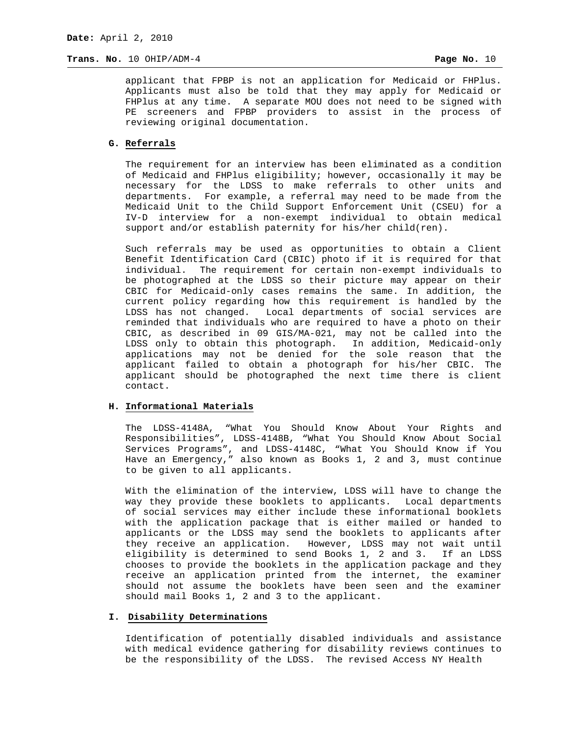applicant that FPBP is not an application for Medicaid or FHPlus. Applicants must also be told that they may apply for Medicaid or FHPlus at any time. A separate MOU does not need to be signed with PE screeners and FPBP providers to assist in the process of reviewing original documentation.

### G. Referrals

The requirement for an interview has been eliminated as a condition of Medicaid and FHPlus eligibility; however, occasionally it may be necessary for the LDSS to make referrals to other units and departments. For example, a referral may need to be made from the Medicaid Unit to the Child Support Enforcement Unit (CSEU) for a IV-D interview for a non-exempt individual to obtain medical support and/or establish paternity for his/her child(ren).

Such referrals may be used as opportunities to obtain a Client Benefit Identification Card (CBIC) photo if it is required for that individual. The requirement for certain non-exempt individuals to be photographed at the LDSS so their picture may appear on their CBIC for Medicaid-only cases remains the same. In addition, the current policy regarding how this requirement is handled by the LDSS has not changed. Local departments of social services are reminded that individuals who are required to have a photo on their CBIC, as described in 09 GIS/MA-021, may not be called into the LDSS only to obtain this photograph. In addition, Medicaid-only applications may not be denied for the sole reason that the applicant failed to obtain a photograph for his/her CBIC. The applicant should be photographed the next time there is client contact.

### H. Informational Materials

The LDSS-4148A, "What You Should Know About Your Rights and Responsibilities", LDSS-4148B, "What You Should Know About Social Services Programs", and LDSS-4148C, "What You Should Know if You Have an Emergency," also known as Books 1, 2 and 3, must continue to be given to all applicants.

With the elimination of the interview, LDSS will have to change the way they provide these booklets to applicants. Local departments of social services may either include these informational booklets with the application package that is either mailed or handed to applicants or the LDSS may send the booklets to applicants after they receive an application. However, LDSS may not wait until eligibility is determined to send Books 1, 2 and 3. If an LDSS chooses to provide the booklets in the application package and they receive an application printed from the internet, the examiner should not assume the booklets have been seen and the examiner should mail Books 1, 2 and 3 to the applicant.

### I. Disability Determinations

Identification of potentially disabled individuals and assistance with medical evidence gathering for disability reviews continues to be the responsibility of the LDSS. The revised Access NY Health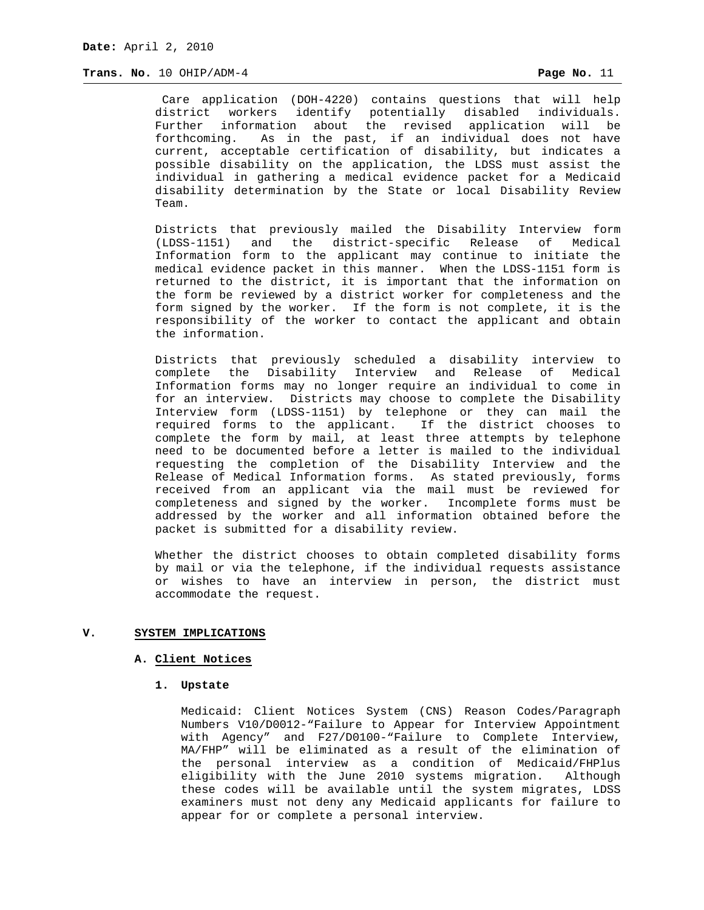Care application (DOH-4220) contains questions that will help district workers identify potentially disabled individuals. Further information about the revised application will be forthcoming. As in the past, if an individual does not have current, acceptable certification of disability, but indicates a possible disability on the application, the LDSS must assist the individual in gathering a medical evidence packet for a Medicaid disability determination by the State or local Disability Review Team.

Districts that previously mailed the Disability Interview form (LDSS-1151) and the district-specific Release of Medical Information form to the applicant may continue to initiate the medical evidence packet in this manner. When the LDSS-1151 form is returned to the district, it is important that the information on the form be reviewed by a district worker for completeness and the form signed by the worker. If the form is not complete, it is the responsibility of the worker to contact the applicant and obtain the information.

Districts that previously scheduled a disability interview to complete the Disability Interview and Release of Medical Information forms may no longer require an individual to come in for an interview. Districts may choose to complete the Disability Interview form (LDSS-1151) by telephone or they can mail the required forms to the applicant. If the district chooses to complete the form by mail, at least three attempts by telephone need to be documented before a letter is mailed to the individual requesting the completion of the Disability Interview and the Release of Medical Information forms. As stated previously, forms received from an applicant via the mail must be reviewed for completeness and signed by the worker. Incomplete forms must be addressed by the worker and all information obtained before the packet is submitted for a disability review.

Whether the district chooses to obtain completed disability forms by mail or via the telephone, if the individual requests assistance or wishes to have an interview in person, the district must accommodate the request.

## V. SYSTEM IMPLICATIONS

### A. Client Notices

#### 1. Upstate

Medicaid: Client Notices System (CNS) Reason Codes/Paragraph Numbers V10/D0012-“Failure to Appear for Interview Appointment with Agency” and F27/D0100-“Failure to Complete Interview, MA/FHP” will be eliminated as a result of the elimination of the personal interview as a condition of Medicaid/FHPlus eligibility with the June 2010 systems migration. Although these codes will be available until the system migrates, LDSS examiners must not deny any Medicaid applicants for failure to appear for or complete a personal interview.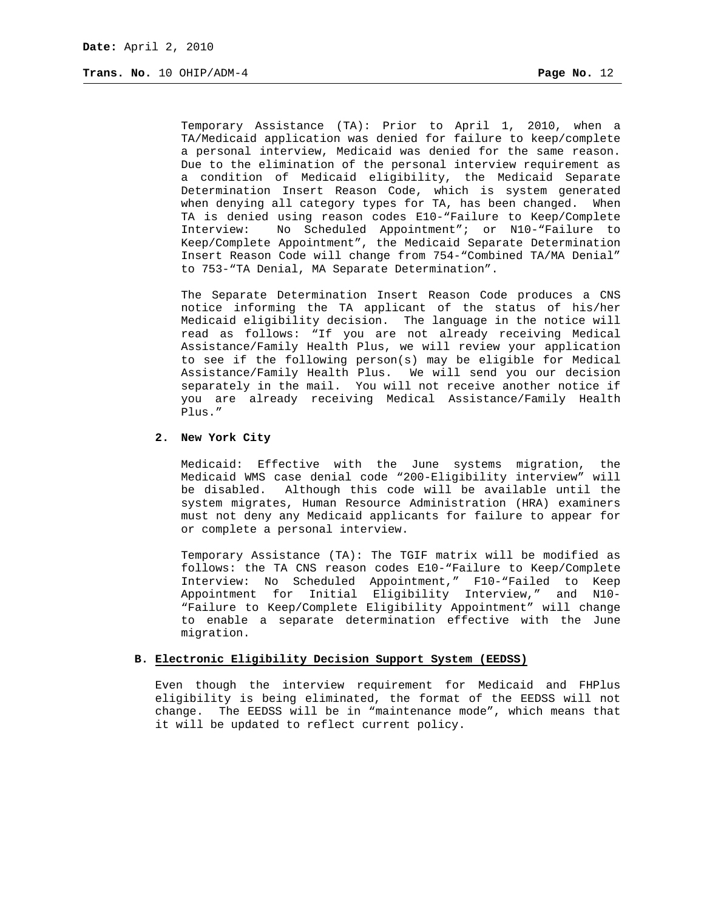Temporary Assistance (TA): Prior to April 1, 2010, when a TA/Medicaid application was denied for failure to keep/complete a personal interview, Medicaid was denied for the same reason. Due to the elimination of the personal interview requirement as a condition of Medicaid eligibility, the Medicaid Separate Determination Insert Reason Code, which is system generated when denying all category types for TA, has been changed. When TA is denied using reason codes E10-"Failure to Keep/Complete Interview: No Scheduled Appointment"; or N10-"Failure to Keep/Complete Appointment", the Medicaid Separate Determination Insert Reason Code will change from 754-"Combined TA/MA Denial" to 753-"TA Denial, MA Separate Determination".

The Separate Determination Insert Reason Code produces a CNS notice informing the TA applicant of the status of his/her Medicaid eligibility decision. The language in the notice will read as follows: "If you are not already receiving Medical Assistance/Family Health Plus, we will review your application to see if the following person(s) may be eligible for Medical Assistance/Family Health Plus. We will send you our decision separately in the mail. You will not receive another notice if you are already receiving Medical Assistance/Family Health Plus."

**2. New York City**

Medicaid: Effective with the June systems migration, the Medicaid WMS case denial code "200-Eligibility interview" will be disabled. Although this code will be available until the system migrates, Human Resource Administration (HRA) examiners must not deny any Medicaid applicants for failure to appear for or complete a personal interview.

Temporary Assistance (TA): The TGIF matrix will be modified as follows: the TA CNS reason codes E10-"Failure to Keep/Complete Interview: No Scheduled Appointment," F10-"Failed to Keep Appointment for Initial Eligibility Interview," and N10-"Failure to Keep/Complete Eligibility Appointment" will change to enable a separate determination effective with the June migration.

**B. Electronic Eligibility Decision Support System (EEDSS)**

Even though the interview requirement for Medicaid and FHPlus eligibility is being eliminated, the format of the EEDSS will not change. The EEDSS will be in "maintenance mode", which means that it will be updated to reflect current policy.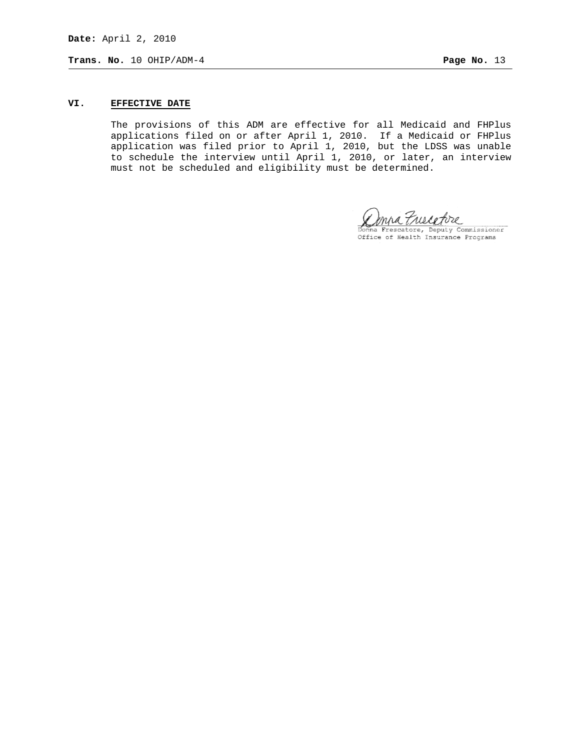## VI. EFFECTIVE DATE

The provisions of this ADM are effective for all Medicaid and FHPlus applications filed on or after April 1, 2010. If a Medicaid or FHPlus application was filed prior to April 1, 2010, but the LDSS was unable to schedule the interview until April 1, 2010, or later, an interview must not be scheduled and eligibility must be determined.

Donna Frescatore, Deputy Commissioner
Office of Health Insurance Programs